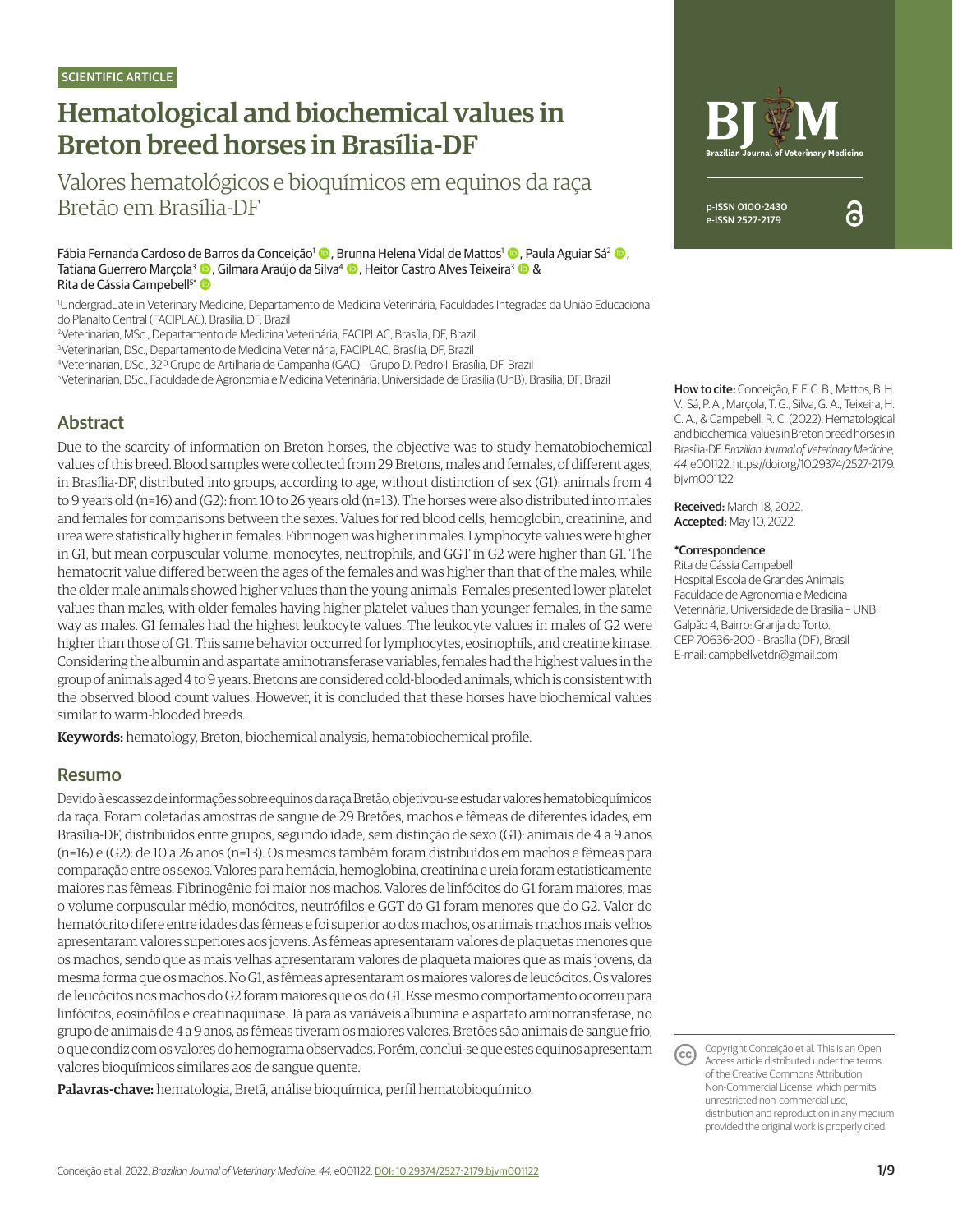SCIENTIFIC ARTICLE

# Hematological and biochemical values in Breton breed horses in Brasília-DF

## Valores hematológicos e bioquímicos em equinos da raça Bretão em Brasília-DF

Fábia Fernanda Cardoso de Barros da Conceição[1], Brunna Helena Vidal de Mattos[1], Paula Aguiar Sá[2], Tatiana Guerrero Marçola[3], Gilmara Araújo da Silva[4], Heitor Castro Alves Teixeira[3] & Rita de Cássia Campebell[5*]

[1]Undergraduate in Veterinary Medicine, Departamento de Medicina Veterinária, Faculdades Integradas da União Educacional do Planalto Central (FACIPLAC), Brasília, DF, Brazil

[2]Veterinarian, MSc., Departamento de Medicina Veterinária, FACIPLAC, Brasília, DF, Brazil

[3]Veterinarian, DSc., Departamento de Medicina Veterinária, FACIPLAC, Brasília, DF, Brazil

[4]Veterinarian, DSc., 32º Grupo de Artilharia de Campanha (GAC) – Grupo D. Pedro I, Brasília, DF, Brazil

[5]Veterinarian, DSc., Faculdade de Agronomia e Medicina Veterinária, Universidade de Brasília (UnB), Brasília, DF, Brazil

p-ISSN 0100-2430
e-ISSN 2527-2179

**How to cite:** Conceição, F. F. C. B., Mattos, B. H. V., Sá, P. A., Marçola, T. G., Silva, G. A., Teixeira, H. C. A., & Campebell, R. C. (2022). Hematological and biochemical values in Breton breed horses in Brasília-DF. *Brazilian Journal of Veterinary Medicine, 44*, e001122. https://doi.org/10.29374/2527-2179.bjvm001122

**Received:** March 18, 2022.
**Accepted:** May 10, 2022.

**\*Correspondence**
Rita de Cássia Campebell
Hospital Escola de Grandes Animais, Faculdade de Agronomia e Medicina Veterinária, Universidade de Brasília – UNB
Galpão 4, Bairro: Granja do Torto.
CEP 70636-200 - Brasília (DF), Brasil
E-mail: campbellvetdr@gmail.com

## Abstract

Due to the scarcity of information on Breton horses, the objective was to study hematobiochemical values of this breed. Blood samples were collected from 29 Bretons, males and females, of different ages, in Brasília-DF, distributed into groups, according to age, without distinction of sex (G1): animals from 4 to 9 years old (n=16) and (G2): from 10 to 26 years old (n=13). The horses were also distributed into males and females for comparisons between the sexes. Values for red blood cells, hemoglobin, creatinine, and urea were statistically higher in females. Fibrinogen was higher in males. Lymphocyte values were higher in G1, but mean corpuscular volume, monocytes, neutrophils, and GGT in G2 were higher than G1. The hematocrit value differed between the ages of the females and was higher than that of the males, while the older male animals showed higher values than the young animals. Females presented lower platelet values than males, with older females having higher platelet values than younger females, in the same way as males. G1 females had the highest leukocyte values. The leukocyte values in males of G2 were higher than those of G1. This same behavior occurred for lymphocytes, eosinophils, and creatine kinase. Considering the albumin and aspartate aminotransferase variables, females had the highest values in the group of animals aged 4 to 9 years. Bretons are considered cold-blooded animals, which is consistent with the observed blood count values. However, it is concluded that these horses have biochemical values similar to warm-blooded breeds.

**Keywords:** hematology, Breton, biochemical analysis, hematobiochemical profile.

## Resumo

Devido à escassez de informações sobre equinos da raça Bretão, objetivou-se estudar valores hematobioquímicos da raça. Foram coletadas amostras de sangue de 29 Bretões, machos e fêmeas de diferentes idades, em Brasília-DF, distribuídos entre grupos, segundo idade, sem distinção de sexo (G1): animais de 4 a 9 anos (n=16) e (G2): de 10 a 26 anos (n=13). Os mesmos também foram distribuídos em machos e fêmeas para comparação entre os sexos. Valores para hemácia, hemoglobina, creatinina e ureia foram estatisticamente maiores nas fêmeas. Fibrinogênio foi maior nos machos. Valores de linfócitos do G1 foram maiores, mas o volume corpuscular médio, monócitos, neutrófilos e GGT do G1 foram menores que do G2. Valor do hematócrito difere entre idades das fêmeas e foi superior ao dos machos, os animais machos mais velhos apresentaram valores superiores aos jovens. As fêmeas apresentaram valores de plaquetas menores que os machos, sendo que as mais velhas apresentaram valores de plaqueta maiores que as mais jovens, da mesma forma que os machos. No G1, as fêmeas apresentaram os maiores valores de leucócitos. Os valores de leucócitos nos machos do G2 foram maiores que os do G1. Esse mesmo comportamento ocorreu para linfócitos, eosinófilos e creatinaquinase. Já para as variáveis albumina e aspartato aminotransferase, no grupo de animais de 4 a 9 anos, as fêmeas tiveram os maiores valores. Bretões são animais de sangue frio, o que condiz com os valores do hemograma observados. Porém, conclui-se que estes equinos apresentam valores bioquímicos similares aos de sangue quente.

**Palavras-chave:** hematologia, Bretã, análise bioquímica, perfil hematobioquímico.

Copyright Conceição et al. This is an Open Access article distributed under the terms of the Creative Commons Attribution Non-Commercial License, which permits unrestricted non-commercial use, distribution and reproduction in any medium provided the original work is properly cited.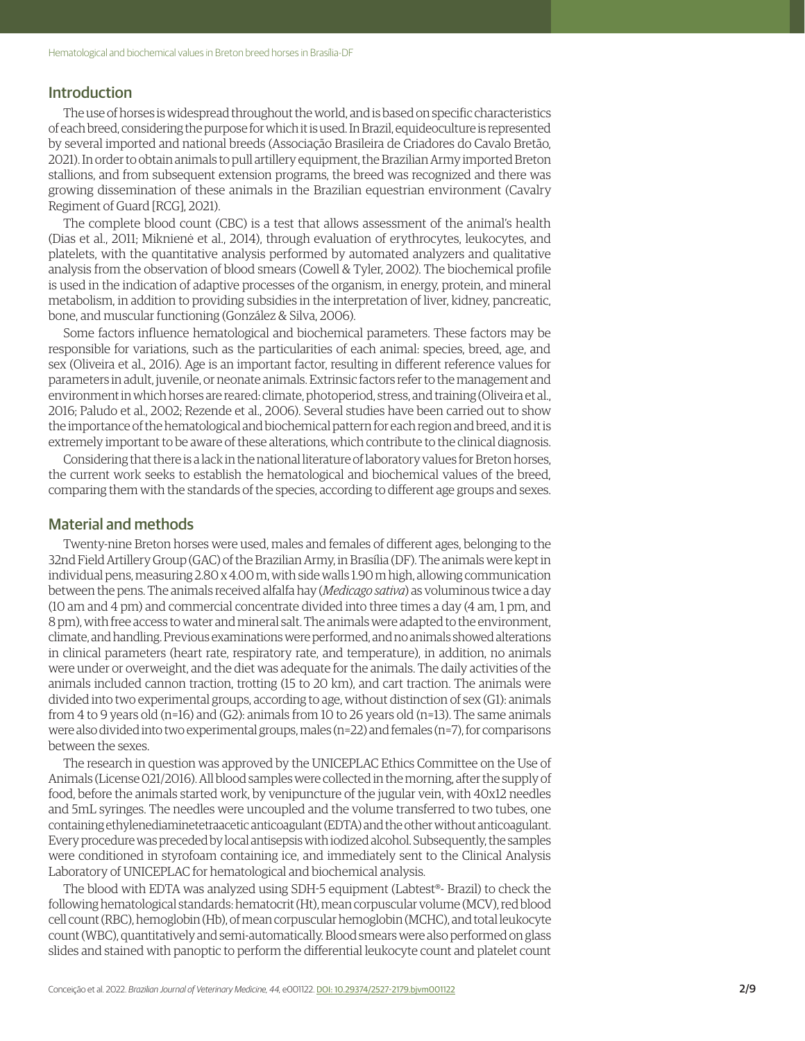## Introduction

The use of horses is widespread throughout the world, and is based on specific characteristics of each breed, considering the purpose for which it is used. In Brazil, equideoculture is represented by several imported and national breeds (Associação Brasileira de Criadores do Cavalo Bretão, 2021). In order to obtain animals to pull artillery equipment, the Brazilian Army imported Breton stallions, and from subsequent extension programs, the breed was recognized and there was growing dissemination of these animals in the Brazilian equestrian environment (Cavalry Regiment of Guard [RCG], 2021).

The complete blood count (CBC) is a test that allows assessment of the animal's health (Dias et al., 2011; Miknienė et al., 2014), through evaluation of erythrocytes, leukocytes, and platelets, with the quantitative analysis performed by automated analyzers and qualitative analysis from the observation of blood smears (Cowell & Tyler, 2002). The biochemical profile is used in the indication of adaptive processes of the organism, in energy, protein, and mineral metabolism, in addition to providing subsidies in the interpretation of liver, kidney, pancreatic, bone, and muscular functioning (González & Silva, 2006).

Some factors influence hematological and biochemical parameters. These factors may be responsible for variations, such as the particularities of each animal: species, breed, age, and sex (Oliveira et al., 2016). Age is an important factor, resulting in different reference values for parameters in adult, juvenile, or neonate animals. Extrinsic factors refer to the management and environment in which horses are reared: climate, photoperiod, stress, and training (Oliveira et al., 2016; Paludo et al., 2002; Rezende et al., 2006). Several studies have been carried out to show the importance of the hematological and biochemical pattern for each region and breed, and it is extremely important to be aware of these alterations, which contribute to the clinical diagnosis.

Considering that there is a lack in the national literature of laboratory values for Breton horses, the current work seeks to establish the hematological and biochemical values of the breed, comparing them with the standards of the species, according to different age groups and sexes.

## Material and methods

Twenty-nine Breton horses were used, males and females of different ages, belonging to the 32nd Field Artillery Group (GAC) of the Brazilian Army, in Brasília (DF). The animals were kept in individual pens, measuring 2.80 x 4.00 m, with side walls 1.90 m high, allowing communication between the pens. The animals received alfalfa hay (*Medicago sativa*) as voluminous twice a day (10 am and 4 pm) and commercial concentrate divided into three times a day (4 am, 1 pm, and 8 pm), with free access to water and mineral salt. The animals were adapted to the environment, climate, and handling. Previous examinations were performed, and no animals showed alterations in clinical parameters (heart rate, respiratory rate, and temperature), in addition, no animals were under or overweight, and the diet was adequate for the animals. The daily activities of the animals included cannon traction, trotting (15 to 20 km), and cart traction. The animals were divided into two experimental groups, according to age, without distinction of sex (G1): animals from 4 to 9 years old (n=16) and (G2): animals from 10 to 26 years old (n=13). The same animals were also divided into two experimental groups, males (n=22) and females (n=7), for comparisons between the sexes.

The research in question was approved by the UNICEPLAC Ethics Committee on the Use of Animals (License 021/2016). All blood samples were collected in the morning, after the supply of food, before the animals started work, by venipuncture of the jugular vein, with 40x12 needles and 5mL syringes. The needles were uncoupled and the volume transferred to two tubes, one containing ethylenediaminetetraacetic anticoagulant (EDTA) and the other without anticoagulant. Every procedure was preceded by local antisepsis with iodized alcohol. Subsequently, the samples were conditioned in styrofoam containing ice, and immediately sent to the Clinical Analysis Laboratory of UNICEPLAC for hematological and biochemical analysis.

The blood with EDTA was analyzed using SDH-5 equipment (Labtest®- Brazil) to check the following hematological standards: hematocrit (Ht), mean corpuscular volume (MCV), red blood cell count (RBC), hemoglobin (Hb), of mean corpuscular hemoglobin (MCHC), and total leukocyte count (WBC), quantitatively and semi-automatically. Blood smears were also performed on glass slides and stained with panoptic to perform the differential leukocyte count and platelet count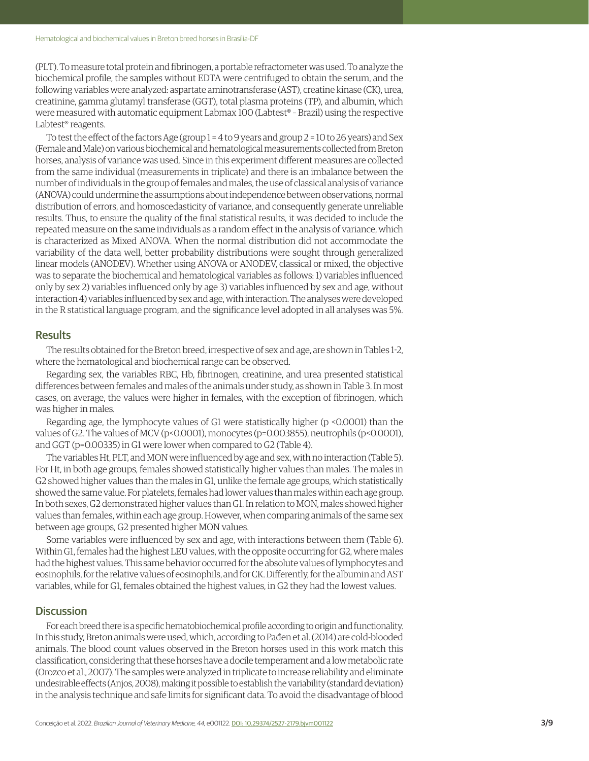(PLT). To measure total protein and fibrinogen, a portable refractometer was used. To analyze the biochemical profile, the samples without EDTA were centrifuged to obtain the serum, and the following variables were analyzed: aspartate aminotransferase (AST), creatine kinase (CK), urea, creatinine, gamma glutamyl transferase (GGT), total plasma proteins (TP), and albumin, which were measured with automatic equipment Labmax 100 (Labtest® - Brazil) using the respective Labtest® reagents.

To test the effect of the factors Age (group 1 = 4 to 9 years and group 2 = 10 to 26 years) and Sex (Female and Male) on various biochemical and hematological measurements collected from Breton horses, analysis of variance was used. Since in this experiment different measures are collected from the same individual (measurements in triplicate) and there is an imbalance between the number of individuals in the group of females and males, the use of classical analysis of variance (ANOVA) could undermine the assumptions about independence between observations, normal distribution of errors, and homoscedasticity of variance, and consequently generate unreliable results. Thus, to ensure the quality of the final statistical results, it was decided to include the repeated measure on the same individuals as a random effect in the analysis of variance, which is characterized as Mixed ANOVA. When the normal distribution did not accommodate the variability of the data well, better probability distributions were sought through generalized linear models (ANODEV). Whether using ANOVA or ANODEV, classical or mixed, the objective was to separate the biochemical and hematological variables as follows: 1) variables influenced only by sex 2) variables influenced only by age 3) variables influenced by sex and age, without interaction 4) variables influenced by sex and age, with interaction. The analyses were developed in the R statistical language program, and the significance level adopted in all analyses was 5%.

## Results

The results obtained for the Breton breed, irrespective of sex and age, are shown in Tables 1-2, where the hematological and biochemical range can be observed.

Regarding sex, the variables RBC, Hb, fibrinogen, creatinine, and urea presented statistical differences between females and males of the animals under study, as shown in Table 3. In most cases, on average, the values were higher in females, with the exception of fibrinogen, which was higher in males.

Regarding age, the lymphocyte values of G1 were statistically higher ($p < 0.0001$) than the values of G2. The values of MCV ($p<0.0001$), monocytes ($p=0.003855$), neutrophils ($p<0.0001$), and GGT ($p=0.00335$) in G1 were lower when compared to G2 (Table 4).

The variables Ht, PLT, and MON were influenced by age and sex, with no interaction (Table 5). For Ht, in both age groups, females showed statistically higher values than males. The males in G2 showed higher values than the males in G1, unlike the female age groups, which statistically showed the same value. For platelets, females had lower values than males within each age group. In both sexes, G2 demonstrated higher values than G1. In relation to MON, males showed higher values than females, within each age group. However, when comparing animals of the same sex between age groups, G2 presented higher MON values.

Some variables were influenced by sex and age, with interactions between them (Table 6). Within G1, females had the highest LEU values, with the opposite occurring for G2, where males had the highest values. This same behavior occurred for the absolute values of lymphocytes and eosinophils, for the relative values of eosinophils, and for CK. Differently, for the albumin and AST variables, while for G1, females obtained the highest values, in G2 they had the lowest values.

## Discussion

For each breed there is a specific hematobiochemical profile according to origin and functionality. In this study, Breton animals were used, which, according to Pađen et al. (2014) are cold-blooded animals. The blood count values observed in the Breton horses used in this work match this classification, considering that these horses have a docile temperament and a low metabolic rate (Orozco et al., 2007). The samples were analyzed in triplicate to increase reliability and eliminate undesirable effects (Anjos, 2008), making it possible to establish the variability (standard deviation) in the analysis technique and safe limits for significant data. To avoid the disadvantage of blood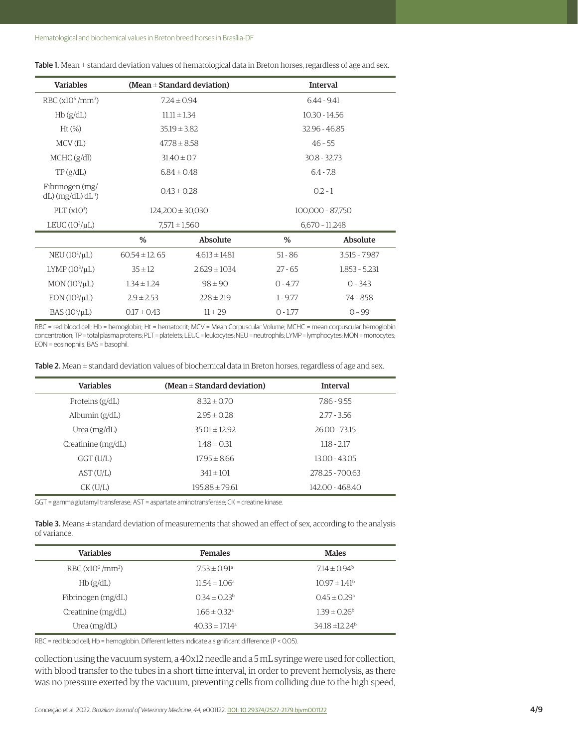**Table 1.** Mean ± standard deviation values of hematological data in Breton horses, regardless of age and sex.

| Variables | (Mean ± Standard deviation) | | Interval | |
|---|---|---|---|---|
| RBC ($x10^6$ /mm$^3$) | 7.24 ± 0.94 | | 6.44 - 9.41 | |
| Hb (g/dL) | 11.11 ± 1.34 | | 10.30 - 14.56 | |
| Ht (%) | 35.19 ± 3.82 | | 32.96 - 46.85 | |
| MCV (fL) | 47.78 ± 8.58 | | 46 - 55 | |
| MCHC (g/dl) | 31.40 ± 0.7 | | 30.8 - 32.73 | |
| TP (g/dL) | 6.84 ± 0.48 | | 6.4 - 7.8 | |
| Fibrinogen (mg/dL) (mg/dL) dL$^{-1}$) | 0.43 ± 0.28 | | 0.2 - 1 | |
| PLT ($x10^3$) | 124,200 ± 30,030 | | 100,000 - 87,750 | |
| LEUC ($10^3$/μL) | 7,571 ± 1,560 | | 6,670 - 11,248 | |
| | **%** | **Absolute** | **%** | **Absolute** |
| NEU ($10^3$/μL) | 60.54 ± 12. 65 | 4.613 ± 1481 | 51 - 86 | 3.515 - 7.987 |
| LYMP ($10^3$/μL) | 35 ± 12 | 2.629 ± 1034 | 27 - 65 | 1.853 - 5.231 |
| MON ($10^3$/μL) | 1.34 ± 1.24 | 98 ± 90 | 0 - 4.77 | 0 - 343 |
| EON ($10^3$/μL) | 2.9 ± 2.53 | 228 ± 219 | 1 - 9.77 | 74 - 858 |
| BAS ($10^3$/μL) | 0.17 ± 0.43 | 11 ± 29 | 0 - 1.77 | 0 - 99 |

RBC = red blood cell; Hb = hemoglobin; Ht = hematocrit; MCV = Mean Corpuscular Volume; MCHC = mean corpuscular hemoglobin concentration; TP = total plasma proteins; PLT = platelets; LEUC = leukocytes; NEU = neutrophils; LYMP = lymphocytes; MON = monocytes; EON = eosinophils; BAS = basophil.

**Table 2.** Mean ± standard deviation values of biochemical data in Breton horses, regardless of age and sex.

| Variables | (Mean ± Standard deviation) | Interval |
|---|---|---|
| Proteins (g/dL) | 8.32 ± 0.70 | 7.86 - 9.55 |
| Albumin (g/dL) | 2.95 ± 0.28 | 2.77 - 3.56 |
| Urea (mg/dL) | 35.01 ± 12.92 | 26.00 - 73.15 |
| Creatinine (mg/dL) | 1.48 ± 0.31 | 1.18 - 2.17 |
| GGT (U/L) | 17.95 ± 8.66 | 13.00 - 43.05 |
| AST (U/L) | 341 ± 101 | 278.25 - 700.63 |
| CK (U/L) | 195.88 ± 79.61 | 142.00 - 468.40 |

GGT = gamma glutamyl transferase; AST = aspartate aminotransferase; CK = creatine kinase.

**Table 3.** Means ± standard deviation of measurements that showed an effect of sex, according to the analysis of variance.

| Variables | Females | Males |
|---|---|---|
| RBC ($x10^6$ /mm$^3$) | 7.53 ± 0.91$^a$ | 7.14 ± 0.94$^b$ |
| Hb (g/dL) | 11.54 ± 1.06$^a$ | 10.97 ± 1.41$^b$ |
| Fibrinogen (mg/dL) | 0.34 ± 0.23$^b$ | 0.45 ± 0.29$^a$ |
| Creatinine (mg/dL) | 1.66 ± 0.32$^a$ | 1.39 ± 0.26$^b$ |
| Urea (mg/dL) | 40.33 ± 17.14$^a$ | 34.18 ±12.24$^b$ |

RBC = red blood cell; Hb = hemoglobin. Different letters indicate a significant difference ($P < 0.05$).

collection using the vacuum system, a 40x12 needle and a 5 mL syringe were used for collection, with blood transfer to the tubes in a short time interval, in order to prevent hemolysis, as there was no pressure exerted by the vacuum, preventing cells from colliding due to the high speed,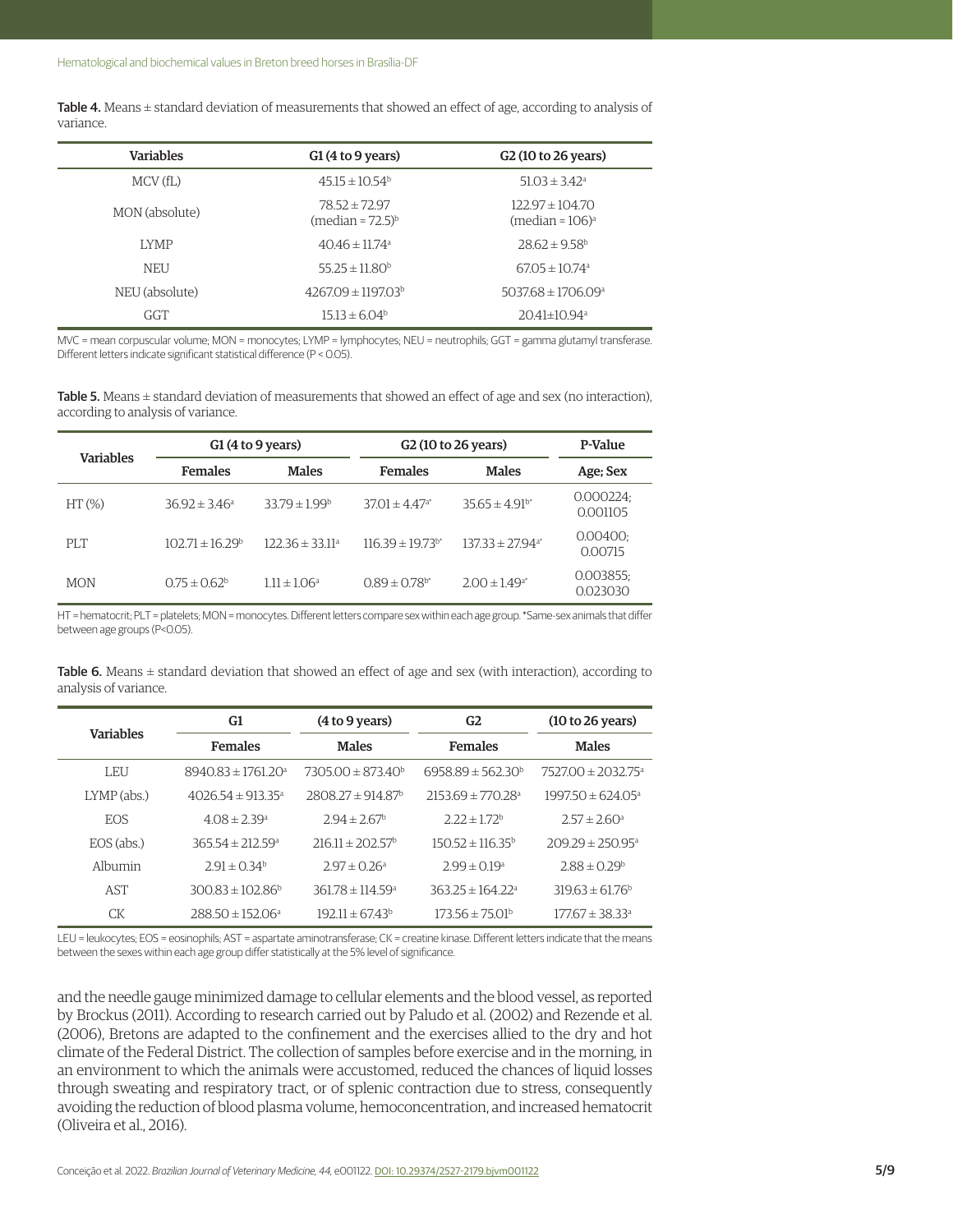**Table 4.** Means ± standard deviation of measurements that showed an effect of age, according to analysis of variance.

| Variables | G1 (4 to 9 years) | G2 (10 to 26 years) |
|---|---|---|
| MCV (fL) | 45.15 ± 10.54[b] | 51.03 ± 3.42[a] |
| MON (absolute) | 78.52 ± 72.97 (median = 72.5)[b] | 122.97 ± 104.70 (median = 106)[a] |
| LYMP | 40.46 ± 11.74[a] | 28.62 ± 9.58[b] |
| NEU | 55.25 ± 11.80[b] | 67.05 ± 10.74[a] |
| NEU (absolute) | 4267.09 ± 1197.03[b] | 5037.68 ± 1706.09[a] |
| GGT | 15.13 ± 6.04[b] | 20.41±10.94[a] |

MVC = mean corpuscular volume; MON = monocytes; LYMP = lymphocytes; NEU = neutrophils; GGT = gamma glutamyl transferase. Different letters indicate significant statistical difference (P < 0.05).

**Table 5.** Means ± standard deviation of measurements that showed an effect of age and sex (no interaction), according to analysis of variance.

| Variables | G1 (4 to 9 years) | | G2 (10 to 26 years) | | P-Value |
|---|---|---|---|---|---|
| | Females | Males | Females | Males | Age; Sex |
| HT (%) | 36.92 ± 3.46[a] | 33.79 ± 1.99[b] | 37.01 ± 4.47[a*] | 35.65 ± 4.91[b*] | 0.000224; 0.001105 |
| PLT | 102.71 ± 16.29[b] | 122.36 ± 33.11[a] | 116.39 ± 19.73[b*] | 137.33 ± 27.94[a*] | 0.00400; 0.00715 |
| MON | 0.75 ± 0.62[b] | 1.11 ± 1.06[a] | 0.89 ± 0.78[b*] | 2.00 ± 1.49[a*] | 0.003855; 0.023030 |

HT = hematocrit; PLT = platelets; MON = monocytes. Different letters compare sex within each age group. *Same-sex animals that differ between age groups (P<0.05).

**Table 6.** Means ± standard deviation that showed an effect of age and sex (with interaction), according to analysis of variance.

| Variables | G1 | (4 to 9 years) | G2 | (10 to 26 years) |
|---|---|---|---|---|
| | Females | Males | Females | Males |
| LEU | 8940.83 ± 1761.20[a] | 7305.00 ± 873.40[b] | 6958.89 ± 562.30[b] | 7527.00 ± 2032.75[a] |
| LYMP (abs.) | 4026.54 ± 913.35[a] | 2808.27 ± 914.87[b] | 2153.69 ± 770.28[a] | 1997.50 ± 624.05[a] |
| EOS | 4.08 ± 2.39[a] | 2.94 ± 2.67[b] | 2.22 ± 1.72[b] | 2.57 ± 2.60[a] |
| EOS (abs.) | 365.54 ± 212.59[a] | 216.11 ± 202.57[b] | 150.52 ± 116.35[b] | 209.29 ± 250.95[a] |
| Albumin | 2.91 ± 0.34[b] | 2.97 ± 0.26[a] | 2.99 ± 0.19[a] | 2.88 ± 0.29[b] |
| AST | 300.83 ± 102.86[b] | 361.78 ± 114.59[a] | 363.25 ± 164.22[a] | 319.63 ± 61.76[b] |
| CK | 288.50 ± 152.06[a] | 192.11 ± 67.43[b] | 173.56 ± 75.01[b] | 177.67 ± 38.33[a] |

LEU = leukocytes; EOS = eosinophils; AST = aspartate aminotransferase; CK = creatine kinase. Different letters indicate that the means between the sexes within each age group differ statistically at the 5% level of significance.

and the needle gauge minimized damage to cellular elements and the blood vessel, as reported by Brockus (2011). According to research carried out by Paludo et al. (2002) and Rezende et al. (2006), Bretons are adapted to the confinement and the exercises allied to the dry and hot climate of the Federal District. The collection of samples before exercise and in the morning, in an environment to which the animals were accustomed, reduced the chances of liquid losses through sweating and respiratory tract, or of splenic contraction due to stress, consequently avoiding the reduction of blood plasma volume, hemoconcentration, and increased hematocrit (Oliveira et al., 2016).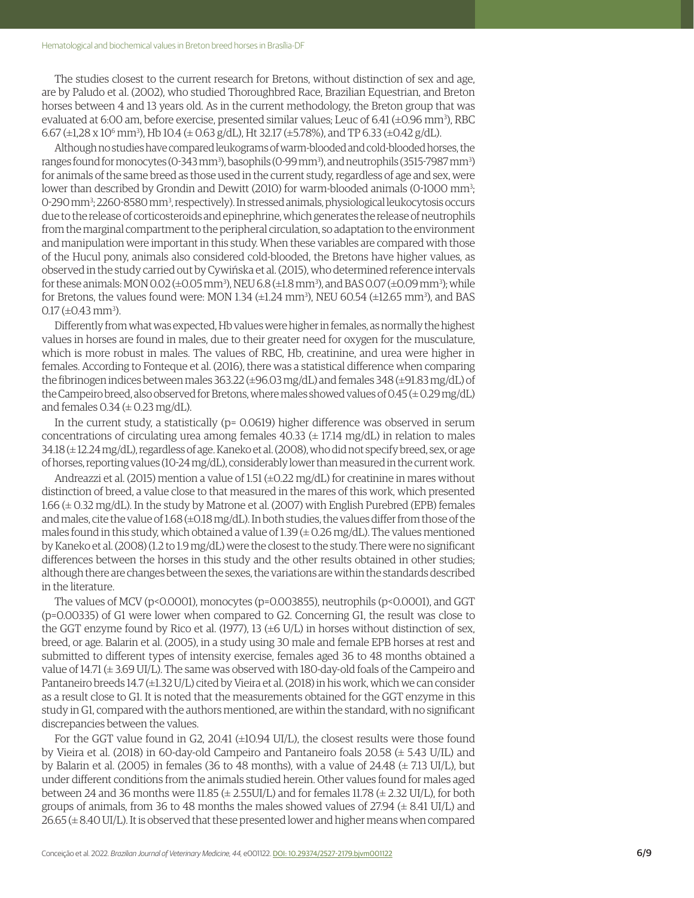The studies closest to the current research for Bretons, without distinction of sex and age, are by Paludo et al. (2002), who studied Thoroughbred Race, Brazilian Equestrian, and Breton horses between 4 and 13 years old. As in the current methodology, the Breton group that was evaluated at 6:00 am, before exercise, presented similar values; Leuc of 6.41 (±0.96 $mm^3$), RBC 6.67 (±1,28 x $10^6$ $mm^3$), Hb 10.4 (± 0.63 g/dL), Ht 32.17 (±5.78%), and TP 6.33 (±0.42 g/dL).

Although no studies have compared leukograms of warm-blooded and cold-blooded horses, the ranges found for monocytes (0-343 $mm^3$), basophils (0-99 $mm^3$), and neutrophils (3515-7987 $mm^3$) for animals of the same breed as those used in the current study, regardless of age and sex, were lower than described by Grondin and Dewitt (2010) for warm-blooded animals (0-1000 $mm^3$; 0-290 $mm^3$; 2260-8580 $mm^3$, respectively). In stressed animals, physiological leukocytosis occurs due to the release of corticosteroids and epinephrine, which generates the release of neutrophils from the marginal compartment to the peripheral circulation, so adaptation to the environment and manipulation were important in this study. When these variables are compared with those of the Hucul pony, animals also considered cold-blooded, the Bretons have higher values, as observed in the study carried out by Cywińska et al. (2015), who determined reference intervals for these animals: MON 0.02 (±0.05 $mm^3$), NEU 6.8 (±1.8 $mm^3$), and BAS 0.07 (±0.09 $mm^3$); while for Bretons, the values found were: MON 1.34 (±1.24 $mm^3$), NEU 60.54 (±12.65 $mm^3$), and BAS 0.17 (±0.43 $mm^3$).

Differently from what was expected, Hb values were higher in females, as normally the highest values in horses are found in males, due to their greater need for oxygen for the musculature, which is more robust in males. The values of RBC, Hb, creatinine, and urea were higher in females. According to Fonteque et al. (2016), there was a statistical difference when comparing the fibrinogen indices between males 363.22 (±96.03 mg/dL) and females 348 (±91.83 mg/dL) of the Campeiro breed, also observed for Bretons, where males showed values of 0.45 (± 0.29 mg/dL) and females 0.34 (± 0.23 mg/dL).

In the current study, a statistically (p= 0.0619) higher difference was observed in serum concentrations of circulating urea among females 40.33 (± 17.14 mg/dL) in relation to males 34.18 (± 12.24 mg/dL), regardless of age. Kaneko et al. (2008), who did not specify breed, sex, or age of horses, reporting values (10-24 mg/dL), considerably lower than measured in the current work.

Andreazzi et al. (2015) mention a value of 1.51 (±0.22 mg/dL) for creatinine in mares without distinction of breed, a value close to that measured in the mares of this work, which presented 1.66 (± 0.32 mg/dL). In the study by Matrone et al. (2007) with English Purebred (EPB) females and males, cite the value of 1.68 (±0.18 mg/dL). In both studies, the values differ from those of the males found in this study, which obtained a value of 1.39 (± 0.26 mg/dL). The values mentioned by Kaneko et al. (2008) (1.2 to 1.9 mg/dL) were the closest to the study. There were no significant differences between the horses in this study and the other results obtained in other studies; although there are changes between the sexes, the variations are within the standards described in the literature.

The values of MCV (p<0.0001), monocytes (p=0.003855), neutrophils (p<0.0001), and GGT (p=0.00335) of G1 were lower when compared to G2. Concerning G1, the result was close to the GGT enzyme found by Rico et al. (1977), 13 (±6 U/L) in horses without distinction of sex, breed, or age. Balarin et al. (2005), in a study using 30 male and female EPB horses at rest and submitted to different types of intensity exercise, females aged 36 to 48 months obtained a value of 14.71 (± 3.69 UI/L). The same was observed with 180-day-old foals of the Campeiro and Pantaneiro breeds 14.7 (±1.32 U/L) cited by Vieira et al. (2018) in his work, which we can consider as a result close to G1. It is noted that the measurements obtained for the GGT enzyme in this study in G1, compared with the authors mentioned, are within the standard, with no significant discrepancies between the values.

For the GGT value found in G2, 20.41 (±10.94 UI/L), the closest results were those found by Vieira et al. (2018) in 60-day-old Campeiro and Pantaneiro foals 20.58 (± 5.43 U/IL) and by Balarin et al. (2005) in females (36 to 48 months), with a value of 24.48 (± 7.13 UI/L), but under different conditions from the animals studied herein. Other values found for males aged between 24 and 36 months were 11.85 (± 2.55UI/L) and for females 11.78 (± 2.32 UI/L), for both groups of animals, from 36 to 48 months the males showed values of 27.94 (± 8.41 UI/L) and 26.65 (± 8.40 UI/L). It is observed that these presented lower and higher means when compared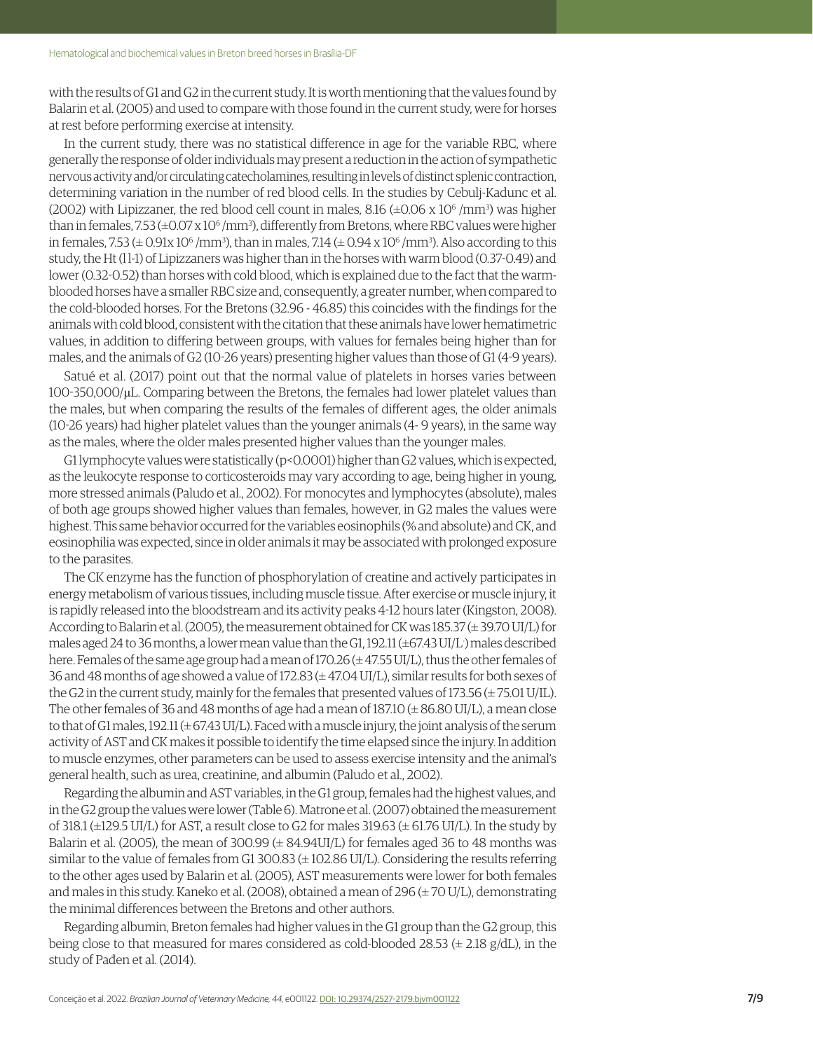with the results of G1 and G2 in the current study. It is worth mentioning that the values found by Balarin et al. (2005) and used to compare with those found in the current study, were for horses at rest before performing exercise at intensity.

In the current study, there was no statistical difference in age for the variable RBC, where generally the response of older individuals may present a reduction in the action of sympathetic nervous activity and/or circulating catecholamines, resulting in levels of distinct splenic contraction, determining variation in the number of red blood cells. In the studies by Cebulj-Kadunc et al. (2002) with Lipizzaner, the red blood cell count in males, 8.16 (±0.06 x $10^6$ /mm$^3$) was higher than in females, 7.53 (±0.07 x $10^6$ /mm$^3$), differently from Bretons, where RBC values were higher in females, 7.53 (± 0.91x $10^6$ /mm$^3$), than in males, 7.14 (± 0.94 x $10^6$ /mm$^3$). Also according to this study, the Ht (l l-1) of Lipizzaners was higher than in the horses with warm blood (0.37-0.49) and lower (0.32-0.52) than horses with cold blood, which is explained due to the fact that the warm-blooded horses have a smaller RBC size and, consequently, a greater number, when compared to the cold-blooded horses. For the Bretons (32.96 - 46.85) this coincides with the findings for the animals with cold blood, consistent with the citation that these animals have lower hematimetric values, in addition to differing between groups, with values for females being higher than for males, and the animals of G2 (10-26 years) presenting higher values than those of G1 (4-9 years).

Satué et al. (2017) point out that the normal value of platelets in horses varies between 100-350,000/μL. Comparing between the Bretons, the females had lower platelet values than the males, but when comparing the results of the females of different ages, the older animals (10-26 years) had higher platelet values than the younger animals (4- 9 years), in the same way as the males, where the older males presented higher values than the younger males.

G1 lymphocyte values were statistically ($p<0.0001$) higher than G2 values, which is expected, as the leukocyte response to corticosteroids may vary according to age, being higher in young, more stressed animals (Paludo et al., 2002). For monocytes and lymphocytes (absolute), males of both age groups showed higher values than females, however, in G2 males the values were highest. This same behavior occurred for the variables eosinophils (% and absolute) and CK, and eosinophilia was expected, since in older animals it may be associated with prolonged exposure to the parasites.

The CK enzyme has the function of phosphorylation of creatine and actively participates in energy metabolism of various tissues, including muscle tissue. After exercise or muscle injury, it is rapidly released into the bloodstream and its activity peaks 4-12 hours later (Kingston, 2008). According to Balarin et al. (2005), the measurement obtained for CK was 185.37 (± 39.70 UI/L) for males aged 24 to 36 months, a lower mean value than the G1, 192.11 (±67.43 UI/L) males described here. Females of the same age group had a mean of 170.26 (± 47.55 UI/L), thus the other females of 36 and 48 months of age showed a value of 172.83 (± 47.04 UI/L), similar results for both sexes of the G2 in the current study, mainly for the females that presented values of 173.56 (± 75.01 U/IL). The other females of 36 and 48 months of age had a mean of 187.10 (± 86.80 UI/L), a mean close to that of G1 males, 192.11 (± 67.43 UI/L). Faced with a muscle injury, the joint analysis of the serum activity of AST and CK makes it possible to identify the time elapsed since the injury. In addition to muscle enzymes, other parameters can be used to assess exercise intensity and the animal's general health, such as urea, creatinine, and albumin (Paludo et al., 2002).

Regarding the albumin and AST variables, in the G1 group, females had the highest values, and in the G2 group the values were lower (Table 6). Matrone et al. (2007) obtained the measurement of 318.1 (±129.5 UI/L) for AST, a result close to G2 for males 319.63 (± 61.76 UI/L). In the study by Balarin et al. (2005), the mean of 300.99 (± 84.94UI/L) for females aged 36 to 48 months was similar to the value of females from G1 300.83 (± 102.86 UI/L). Considering the results referring to the other ages used by Balarin et al. (2005), AST measurements were lower for both females and males in this study. Kaneko et al. (2008), obtained a mean of 296 (± 70 U/L), demonstrating the minimal differences between the Bretons and other authors.

Regarding albumin, Breton females had higher values in the G1 group than the G2 group, this being close to that measured for mares considered as cold-blooded 28.53 (± 2.18 g/dL), in the study of Pađen et al. (2014).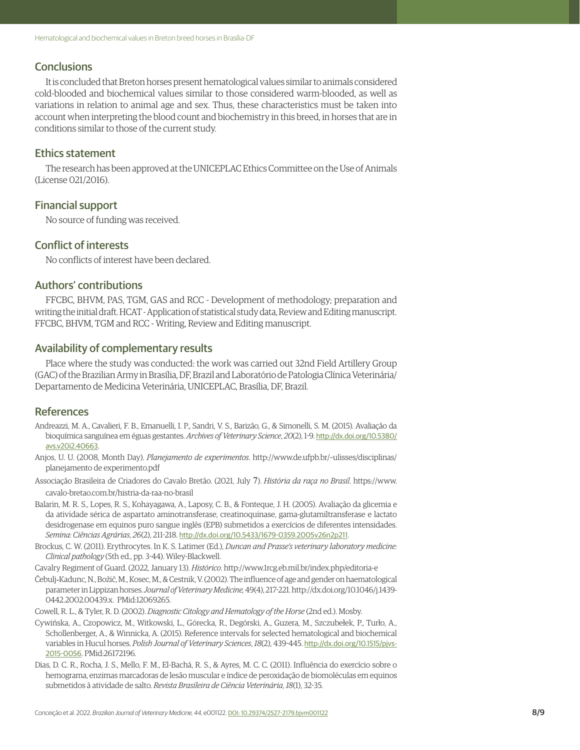## Conclusions

It is concluded that Breton horses present hematological values similar to animals considered cold-blooded and biochemical values similar to those considered warm-blooded, as well as variations in relation to animal age and sex. Thus, these characteristics must be taken into account when interpreting the blood count and biochemistry in this breed, in horses that are in conditions similar to those of the current study.

## Ethics statement

The research has been approved at the UNICEPLAC Ethics Committee on the Use of Animals (License 021/2016).

## Financial support

No source of funding was received.

## Conflict of interests

No conflicts of interest have been declared.

## Authors' contributions

FFCBC, BHVM, PAS, TGM, GAS and RCC - Development of methodology; preparation and writing the initial draft. HCAT - Application of statistical study data, Review and Editing manuscript. FFCBC, BHVM, TGM and RCC - Writing, Review and Editing manuscript.

## Availability of complementary results

Place where the study was conducted: the work was carried out 32nd Field Artillery Group (GAC) of the Brazilian Army in Brasília, DF, Brazil and Laboratório de Patologia Clínica Veterinária/ Departamento de Medicina Veterinária, UNICEPLAC, Brasília, DF, Brazil.

## References

Andreazzi, M. A., Cavalieri, F. B., Emanuelli, I. P., Sandri, V. S., Barizão, G., & Simonelli, S. M. (2015). Avaliação da bioquímica sanguínea em éguas gestantes. *Archives of Veterinary Science*, *20*(2), 1-9. http://dx.doi.org/10.5380/avs.v20i2.40663.

Anjos, U. U. (2008, Month Day). *Planejamento de experimentos*. http://www.de.ufpb.br/~ulisses/disciplinas/planejamento de experimento.pdf

Associação Brasileira de Criadores do Cavalo Bretão. (2021, July 7). *História da raça no Brasil*. https://www.cavalo-bretao.com.br/histria-da-raa-no-brasil

Balarin, M. R. S., Lopes, R. S., Kohayagawa, A., Laposy, C. B., & Fonteque, J. H. (2005). Avaliação da glicemia e da atividade sérica de aspartato aminotransferase, creatinoquinase, gama-glutamiltransferase e lactato desidrogenase em equinos puro sangue inglês (EPB) submetidos a exercícios de diferentes intensidades. *Semina: Ciências Agrárias*, *26*(2), 211-218. http://dx.doi.org/10.5433/1679-0359.2005v26n2p211.

Brockus, C. W. (2011). Erythrocytes. In K. S. Latimer (Ed.), *Duncan and Prasse's veterinary laboratory medicine: Clinical pathology* (5th ed., pp. 3-44). Wiley-Blackwell.

Cavalry Regiment of Guard. (2022, January 13). *Histórico*. http://www.1rcg.eb.mil.br/index.php/editoria-e

Čebulj-Kadunc, N., Božič, M., Kosec, M., & Cestnik, V. (2002). The influence of age and gender on haematological parameter in Lippizan horses. *Journal of Veterinary Medicine*, 49(4), 217-221. http://dx.doi.org/10.1046/j.1439-0442.2002.00439.x. PMid:12069265.

Cowell, R. L., & Tyler, R. D. (2002). *Diagnostic Citology and Hematology of the Horse* (2nd ed.). Mosby.

Cywińska, A., Czopowicz, M., Witkowski, L., Górecka, R., Degórski, A., Guzera, M., Szczubełek, P., Turło, A., Schollenberger, A., & Winnicka, A. (2015). Reference intervals for selected hematological and biochemical variables in Hucul horses. *Polish Journal of Veterinary Sciences*, *18*(2), 439-445. http://dx.doi.org/10.1515/pjvs-2015-0056. PMid:26172196.

Dias, D. C. R., Rocha, J. S., Mello, F. M., El-Bachá, R. S., & Ayres, M. C. C. (2011). Influência do exercício sobre o hemograma, enzimas marcadoras de lesão muscular e índice de peroxidação de biomoléculas em equinos submetidos à atividade de salto. *Revista Brasileira de Ciência Veterinária*, *18*(1), 32-35.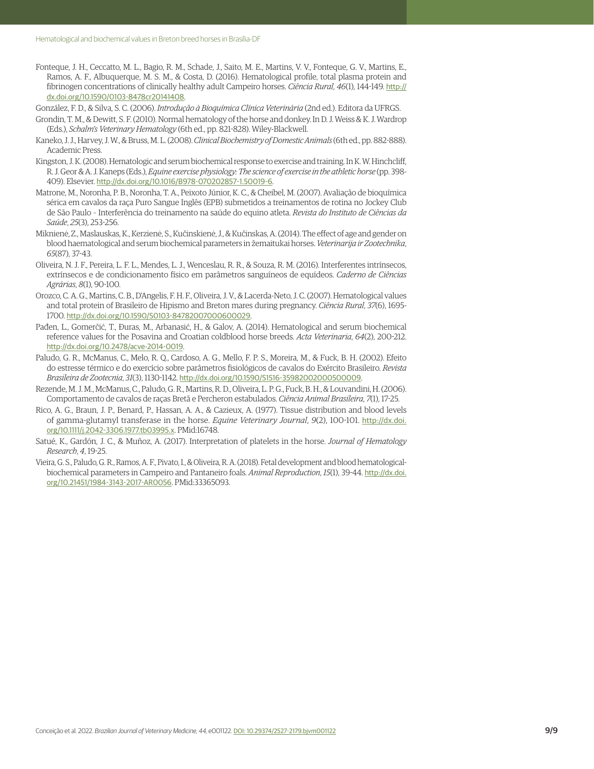Fonteque, J. H., Ceccatto, M. L., Bagio, R. M., Schade, J., Saito, M. E., Martins, V. V., Fonteque, G. V., Martins, E., Ramos, A. F., Albuquerque, M. S. M., & Costa, D. (2016). Hematological profile, total plasma protein and fibrinogen concentrations of clinically healthy adult Campeiro horses. *Ciência Rural*, *46*(1), 144-149. http://dx.doi.org/10.1590/0103-8478cr20141408.

González, F. D., & Silva, S. C. (2006). *Introdução à Bioquímica Clínica Veterinária* (2nd ed.). Editora da UFRGS.

Grondin, T. M., & Dewitt, S. F. (2010). Normal hematology of the horse and donkey. In D. J. Weiss & K. J. Wardrop (Eds.), *Schalm's Veterinary Hematology* (6th ed., pp. 821-828). Wiley-Blackwell.

Kaneko, J. J., Harvey, J. W., & Bruss, M. L. (2008). *Clinical Biochemistry of Domestic Animals* (6th ed., pp. 882-888). Academic Press.

Kingston, J. K. (2008). Hematologic and serum biochemical response to exercise and training. In K. W. Hinchcliff, R. J. Geor & A. J. Kaneps (Eds.), *Equine exercise physiology: The science of exercise in the athletic horse* (pp. 398-409). Elsevier. http://dx.doi.org/10.1016/B978-070202857-1.50019-6.

Matrone, M., Noronha, P. B., Noronha, T. A., Peixoto Júnior, K. C., & Cheibel, M. (2007). Avaliação de bioquímica sérica em cavalos da raça Puro Sangue Inglês (EPB) submetidos a treinamentos de rotina no Jockey Club de São Paulo - Interferência do treinamento na saúde do equino atleta. *Revista do Instituto de Ciências da Saúde*, *25*(3), 253-256.

Mikniene, Z., Maslauskas, K., Kerziene, S., Kučinskienė, J., & Kučinskas, A. (2014). The effect of age and gender on blood haematological and serum biochemical parameters in žemaitukai horses. *Veterinarija ir Zootechnika*, *65*(87), 37-43.

Oliveira, N. J. F., Pereira, L. F. L., Mendes, L. J., Wenceslau, R. R., & Souza, R. M. (2016). Interferentes intrínsecos, extrínsecos e de condicionamento físico em parâmetros sanguíneos de equídeos. *Caderno de Ciências Agrárias*, *8*(1), 90-100.

Orozco, C. A. G., Martins, C. B., D'Angelis, F. H. F., Oliveira, J. V., & Lacerda-Neto, J. C. (2007). Hematological values and total protein of Brasileiro de Hipismo and Breton mares during pregnancy. *Ciência Rural*, *37*(6), 1695-1700. http://dx.doi.org/10.1590/S0103-84782007000600029.

Pađen, L., Gomerčić, T., Đuras, M., Arbanasić, H., & Galov, A. (2014). Hematological and serum biochemical reference values for the Posavina and Croatian coldblood horse breeds. *Acta Veterinaria*, *64*(2), 200-212. http://dx.doi.org/10.2478/acve-2014-0019.

Paludo, G. R., McManus, C., Melo, R. Q., Cardoso, A. G., Mello, F. P. S., Moreira, M., & Fuck, B. H. (2002). Efeito do estresse térmico e do exercício sobre parâmetros fisiológicos de cavalos do Exército Brasileiro. *Revista Brasileira de Zootecnia*, *31*(3), 1130-1142. http://dx.doi.org/10.1590/S1516-35982002000500009.

Rezende, M. J. M., McManus, C., Paludo, G. R., Martins, R. D., Oliveira, L. P. G., Fuck, B. H., & Louvandini, H. (2006). Comportamento de cavalos de raças Bretã e Percheron estabulados. *Ciência Animal Brasileira*, *7*(1), 17-25.

Rico, A. G., Braun, J. P., Benard, P., Hassan, A. A., & Cazieux, A. (1977). Tissue distribution and blood levels of gamma-glutamyl transferase in the horse. *Equine Veterinary Journal*, *9*(2), 100-101. http://dx.doi.org/10.1111/j.2042-3306.1977.tb03995.x. PMid:16748.

Satué, K., Gardón, J. C., & Muñoz, A. (2017). Interpretation of platelets in the horse. *Journal of Hematology Research*, *4*, 19-25.

Vieira, G. S., Paludo, G. R., Ramos, A. F., Pivato, I., & Oliveira, R. A. (2018). Fetal development and blood hematological-biochemical parameters in Campeiro and Pantaneiro foals. *Animal Reproduction*, *15*(1), 39-44. http://dx.doi.org/10.21451/1984-3143-2017-AR0056. PMid:33365093.